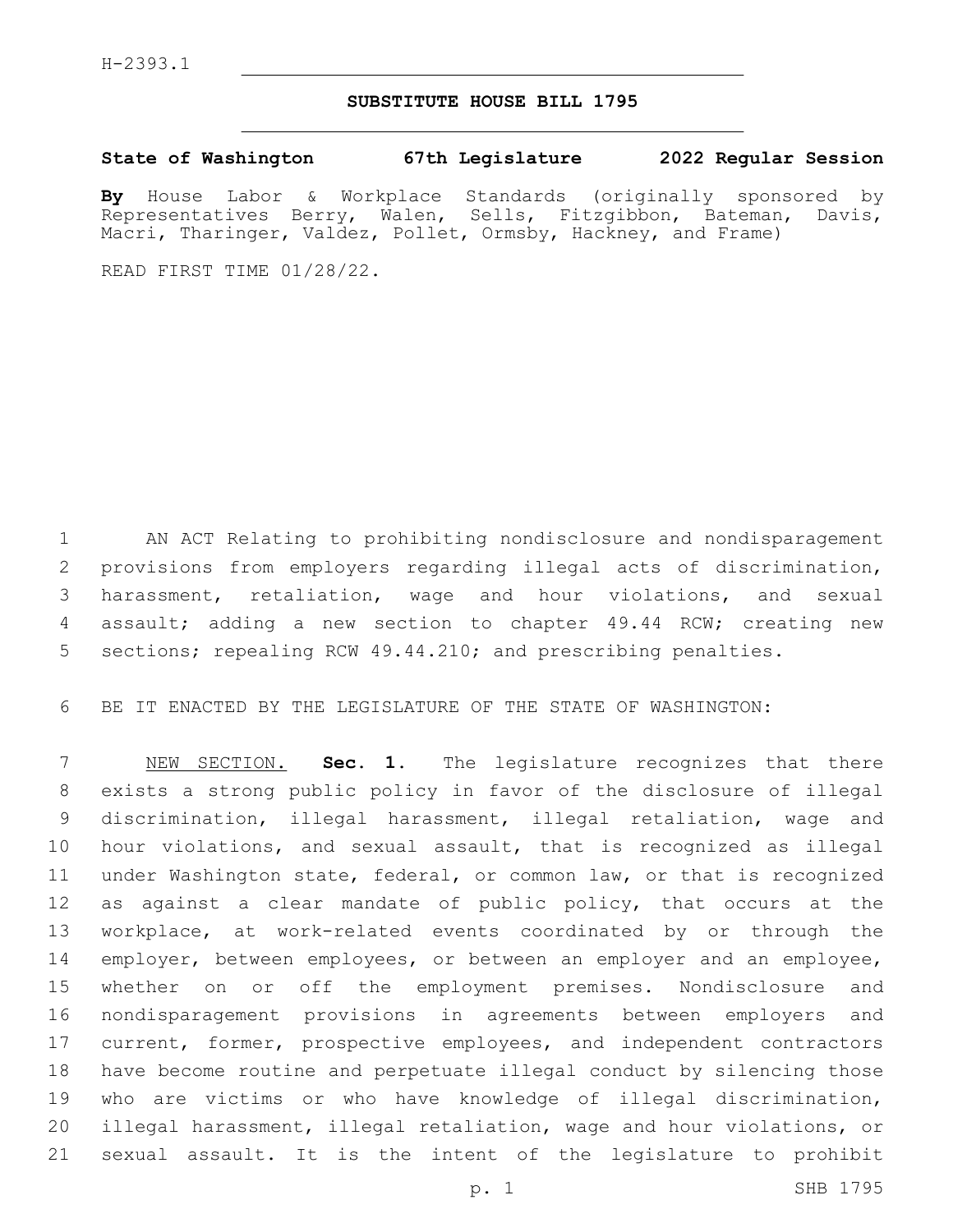H-2393.1

# SUBSTITUTE HOUSE BILL 1795

**State of Washington 67th Legislature 2022 Regular Session**

**By** House Labor & Workplace Standards (originally sponsored by Representatives Berry, Walen, Sells, Fitzgibbon, Bateman, Davis, Macri, Tharinger, Valdez, Pollet, Ormsby, Hackney, and Frame)

READ FIRST TIME 01/28/22.

AN ACT Relating to prohibiting nondisclosure and nondisparagement provisions from employers regarding illegal acts of discrimination, harassment, retaliation, wage and hour violations, and sexual assault; adding a new section to chapter 49.44 RCW; creating new sections; repealing RCW 49.44.210; and prescribing penalties.

BE IT ENACTED BY THE LEGISLATURE OF THE STATE OF WASHINGTON:

NEW SECTION. **Sec. 1.** The legislature recognizes that there exists a strong public policy in favor of the disclosure of illegal discrimination, illegal harassment, illegal retaliation, wage and hour violations, and sexual assault, that is recognized as illegal under Washington state, federal, or common law, or that is recognized as against a clear mandate of public policy, that occurs at the workplace, at work-related events coordinated by or through the employer, between employees, or between an employer and an employee, whether on or off the employment premises. Nondisclosure and nondisparagement provisions in agreements between employers and current, former, prospective employees, and independent contractors have become routine and perpetuate illegal conduct by silencing those who are victims or who have knowledge of illegal discrimination, illegal harassment, illegal retaliation, wage and hour violations, or sexual assault. It is the intent of the legislature to prohibit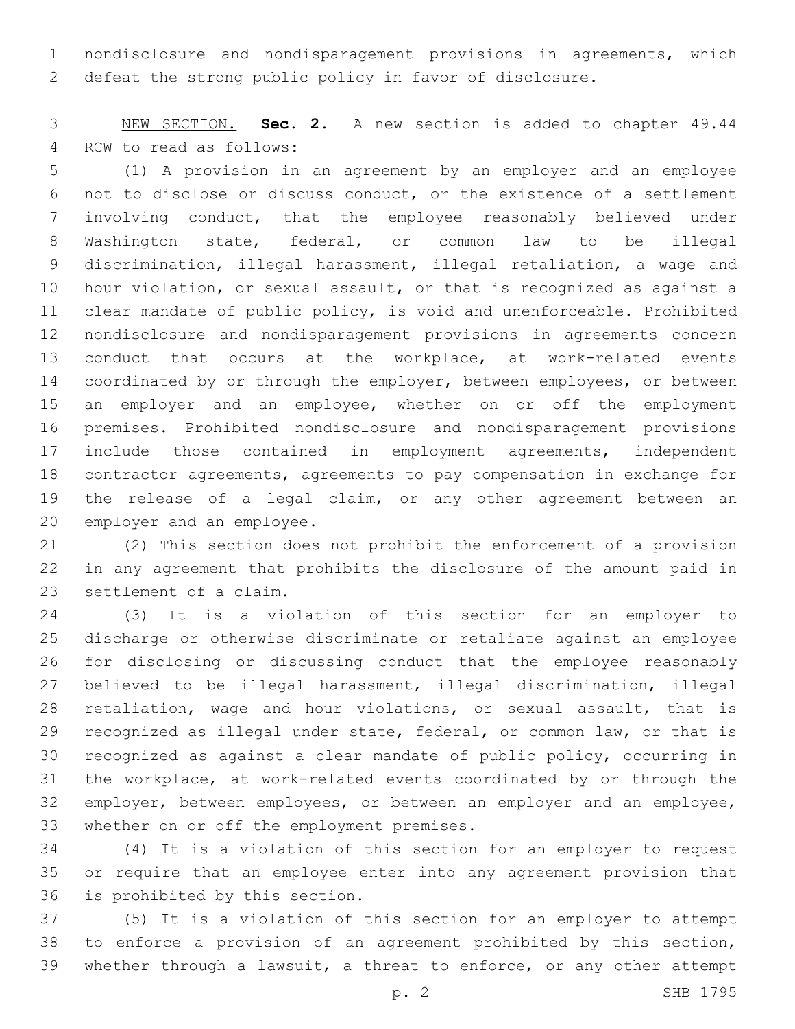nondisclosure and nondisparagement provisions in agreements, which defeat the strong public policy in favor of disclosure.

NEW SECTION. **Sec. 2.** A new section is added to chapter 49.44 RCW to read as follows:

(1) A provision in an agreement by an employer and an employee not to disclose or discuss conduct, or the existence of a settlement involving conduct, that the employee reasonably believed under Washington state, federal, or common law to be illegal discrimination, illegal harassment, illegal retaliation, a wage and hour violation, or sexual assault, or that is recognized as against a clear mandate of public policy, is void and unenforceable. Prohibited nondisclosure and nondisparagement provisions in agreements concern conduct that occurs at the workplace, at work-related events coordinated by or through the employer, between employees, or between an employer and an employee, whether on or off the employment premises. Prohibited nondisclosure and nondisparagement provisions include those contained in employment agreements, independent contractor agreements, agreements to pay compensation in exchange for the release of a legal claim, or any other agreement between an employer and an employee.

(2) This section does not prohibit the enforcement of a provision in any agreement that prohibits the disclosure of the amount paid in settlement of a claim.

(3) It is a violation of this section for an employer to discharge or otherwise discriminate or retaliate against an employee for disclosing or discussing conduct that the employee reasonably believed to be illegal harassment, illegal discrimination, illegal retaliation, wage and hour violations, or sexual assault, that is recognized as illegal under state, federal, or common law, or that is recognized as against a clear mandate of public policy, occurring in the workplace, at work-related events coordinated by or through the employer, between employees, or between an employer and an employee, whether on or off the employment premises.

(4) It is a violation of this section for an employer to request or require that an employee enter into any agreement provision that is prohibited by this section.

(5) It is a violation of this section for an employer to attempt to enforce a provision of an agreement prohibited by this section, whether through a lawsuit, a threat to enforce, or any other attempt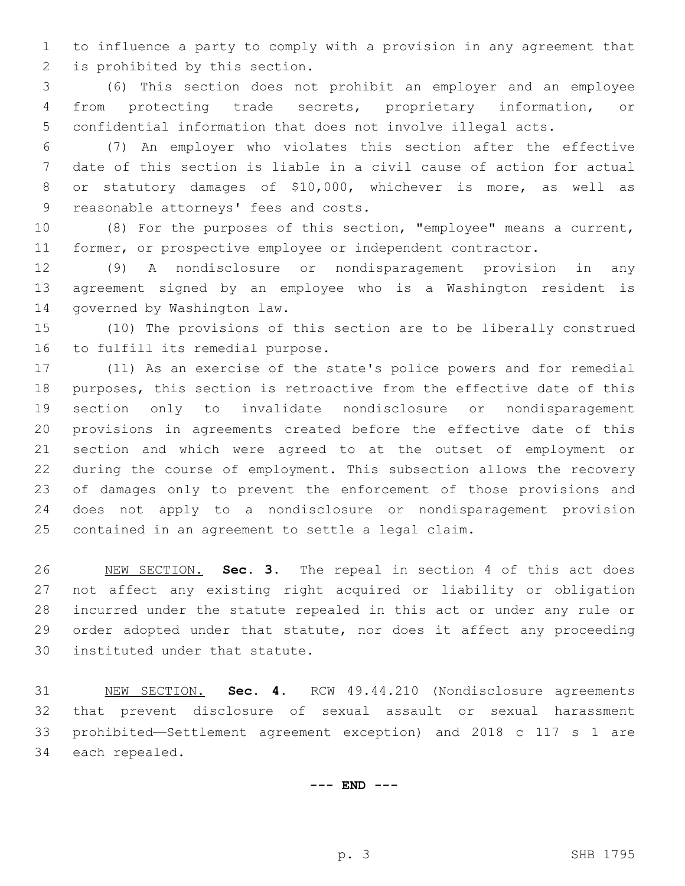to influence a party to comply with a provision in any agreement that is prohibited by this section.

(6) This section does not prohibit an employer and an employee from protecting trade secrets, proprietary information, or confidential information that does not involve illegal acts.

(7) An employer who violates this section after the effective date of this section is liable in a civil cause of action for actual or statutory damages of $10,000, whichever is more, as well as reasonable attorneys' fees and costs.

(8) For the purposes of this section, "employee" means a current, former, or prospective employee or independent contractor.

(9) A nondisclosure or nondisparagement provision in any agreement signed by an employee who is a Washington resident is governed by Washington law.

(10) The provisions of this section are to be liberally construed to fulfill its remedial purpose.

(11) As an exercise of the state's police powers and for remedial purposes, this section is retroactive from the effective date of this section only to invalidate nondisclosure or nondisparagement provisions in agreements created before the effective date of this section and which were agreed to at the outset of employment or during the course of employment. This subsection allows the recovery of damages only to prevent the enforcement of those provisions and does not apply to a nondisclosure or nondisparagement provision contained in an agreement to settle a legal claim.

NEW SECTION. **Sec. 3.** The repeal in section 4 of this act does not affect any existing right acquired or liability or obligation incurred under the statute repealed in this act or under any rule or order adopted under that statute, nor does it affect any proceeding instituted under that statute.

NEW SECTION. **Sec. 4.** RCW 49.44.210 (Nondisclosure agreements that prevent disclosure of sexual assault or sexual harassment prohibited—Settlement agreement exception) and 2018 c 117 s 1 are each repealed.

**--- END ---**